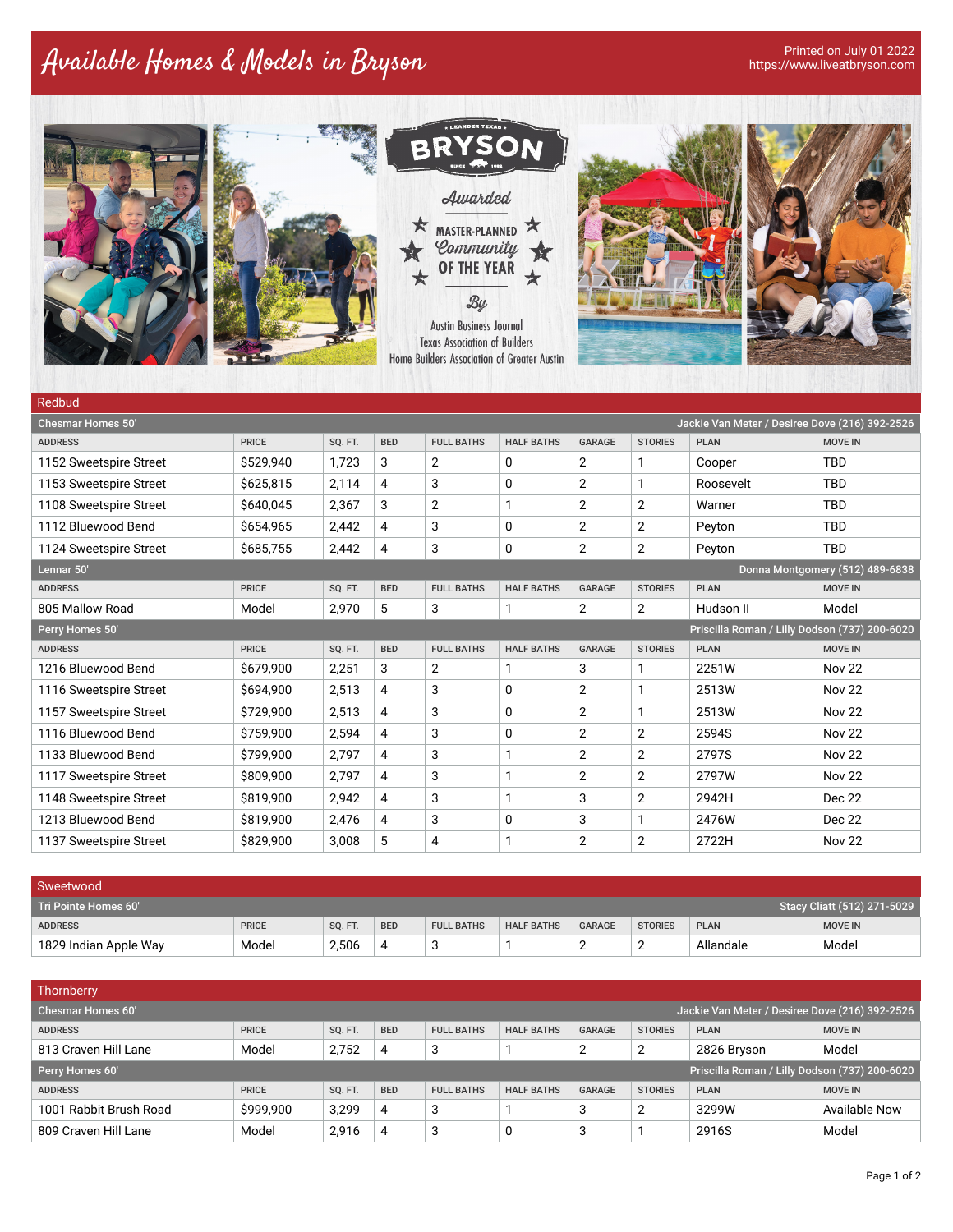# Available Homes & Models in Bryson

Printed on July 01 2022
https://www.liveatbryson.com

BRYSON — Awarded Master-Planned Community of the Year By Austin Business Journal, Texas Association of Builders, Home Builders Association of Greater Austin

## Redbud

### Chesmar Homes 50' — Jackie Van Meter / Desiree Dove (216) 392-2526

| ADDRESS | PRICE | SQ. FT. | BED | FULL BATHS | HALF BATHS | GARAGE | STORIES | PLAN | MOVE IN |
|---|---|---|---|---|---|---|---|---|---|
| 1152 Sweetspire Street | $529,940 | 1,723 | 3 | 2 | 0 | 2 | 1 | Cooper | TBD |
| 1153 Sweetspire Street | $625,815 | 2,114 | 4 | 3 | 0 | 2 | 1 | Roosevelt | TBD |
| 1108 Sweetspire Street | $640,045 | 2,367 | 3 | 2 | 1 | 2 | 2 | Warner | TBD |
| 1112 Bluewood Bend | $654,965 | 2,442 | 4 | 3 | 0 | 2 | 2 | Peyton | TBD |
| 1124 Sweetspire Street | $685,755 | 2,442 | 4 | 3 | 0 | 2 | 2 | Peyton | TBD |

### Lennar 50' — Donna Montgomery (512) 489-6838

| ADDRESS | PRICE | SQ. FT. | BED | FULL BATHS | HALF BATHS | GARAGE | STORIES | PLAN | MOVE IN |
|---|---|---|---|---|---|---|---|---|---|
| 805 Mallow Road | Model | 2,970 | 5 | 3 | 1 | 2 | 2 | Hudson II | Model |

### Perry Homes 50' — Priscilla Roman / Lilly Dodson (737) 200-6020

| ADDRESS | PRICE | SQ. FT. | BED | FULL BATHS | HALF BATHS | GARAGE | STORIES | PLAN | MOVE IN |
|---|---|---|---|---|---|---|---|---|---|
| 1216 Bluewood Bend | $679,900 | 2,251 | 3 | 2 | 1 | 3 | 1 | 2251W | Nov 22 |
| 1116 Sweetspire Street | $694,900 | 2,513 | 4 | 3 | 0 | 2 | 1 | 2513W | Nov 22 |
| 1157 Sweetspire Street | $729,900 | 2,513 | 4 | 3 | 0 | 2 | 1 | 2513W | Nov 22 |
| 1116 Bluewood Bend | $759,900 | 2,594 | 4 | 3 | 0 | 2 | 2 | 2594S | Nov 22 |
| 1133 Bluewood Bend | $799,900 | 2,797 | 4 | 3 | 1 | 2 | 2 | 2797S | Nov 22 |
| 1117 Sweetspire Street | $809,900 | 2,797 | 4 | 3 | 1 | 2 | 2 | 2797W | Nov 22 |
| 1148 Sweetspire Street | $819,900 | 2,942 | 4 | 3 | 1 | 3 | 2 | 2942H | Dec 22 |
| 1213 Bluewood Bend | $819,900 | 2,476 | 4 | 3 | 0 | 3 | 1 | 2476W | Dec 22 |
| 1137 Sweetspire Street | $829,900 | 3,008 | 5 | 4 | 1 | 2 | 2 | 2722H | Nov 22 |

## Sweetwood

### Tri Pointe Homes 60' — Stacy Cliatt (512) 271-5029

| ADDRESS | PRICE | SQ. FT. | BED | FULL BATHS | HALF BATHS | GARAGE | STORIES | PLAN | MOVE IN |
|---|---|---|---|---|---|---|---|---|---|
| 1829 Indian Apple Way | Model | 2,506 | 4 | 3 | 1 | 2 | 2 | Allandale | Model |

## Thornberry

### Chesmar Homes 60' — Jackie Van Meter / Desiree Dove (216) 392-2526

| ADDRESS | PRICE | SQ. FT. | BED | FULL BATHS | HALF BATHS | GARAGE | STORIES | PLAN | MOVE IN |
|---|---|---|---|---|---|---|---|---|---|
| 813 Craven Hill Lane | Model | 2,752 | 4 | 3 | 1 | 2 | 2 | 2826 Bryson | Model |

### Perry Homes 60' — Priscilla Roman / Lilly Dodson (737) 200-6020

| ADDRESS | PRICE | SQ. FT. | BED | FULL BATHS | HALF BATHS | GARAGE | STORIES | PLAN | MOVE IN |
|---|---|---|---|---|---|---|---|---|---|
| 1001 Rabbit Brush Road | $999,900 | 3,299 | 4 | 3 | 1 | 3 | 2 | 3299W | Available Now |
| 809 Craven Hill Lane | Model | 2,916 | 4 | 3 | 0 | 3 | 1 | 2916S | Model |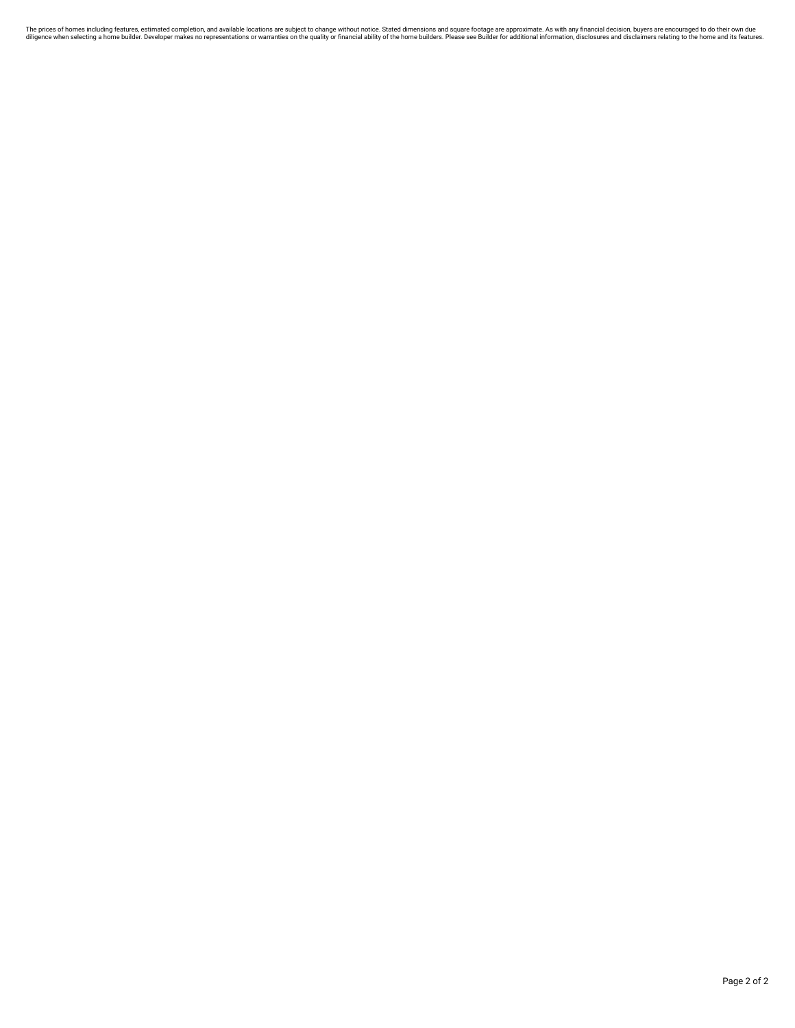The prices of homes including features, estimated completion, and available locations are subject to change without notice. Stated dimensions and square footage are approximate. As with any financial decision, buyers are encouraged to do their own due diligence when selecting a home builder. Developer makes no representations or warranties on the quality or financial ability of the home builders. Please see Builder for additional information, disclosures and disclaimers relating to the home and its features.